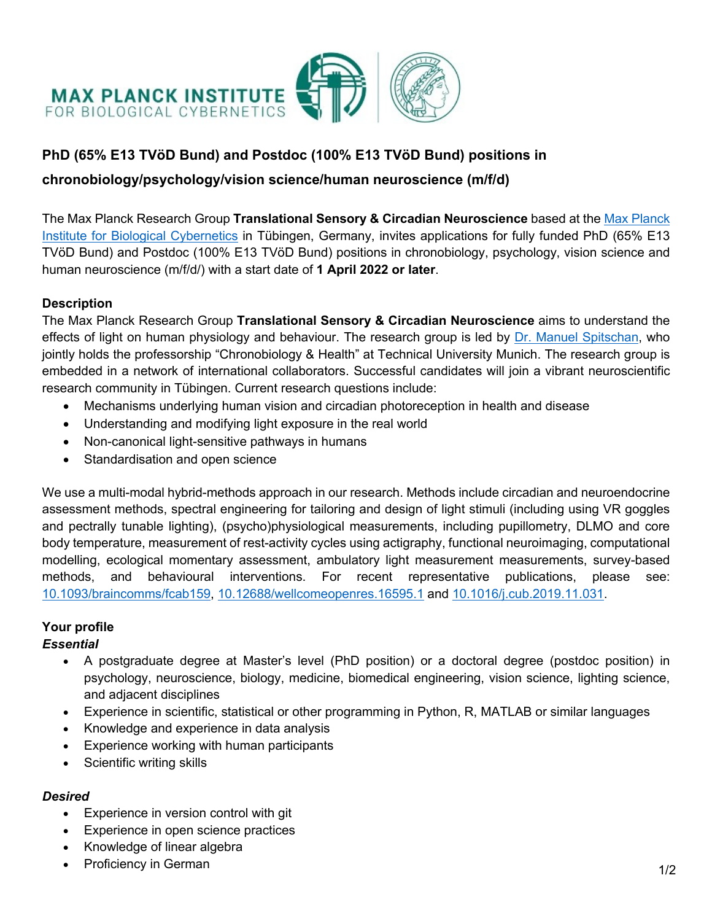# PhD (65% E13 TVöD Bund) and Postdoc (100% E13 TVöD Bund) positions in chronobiology/psychology/vision science/human neuroscience (m/f/d)

The Max Planck Research Group **Translational Sensory & Circadian Neuroscience** based at the Max Planck Institute for Biological Cybernetics in Tübingen, Germany, invites applications for fully funded PhD (65% E13 TVöD Bund) and Postdoc (100% E13 TVöD Bund) positions in chronobiology, psychology, vision science and human neuroscience (m/f/d/) with a start date of **1 April 2022 or later**.

## Description

The Max Planck Research Group **Translational Sensory & Circadian Neuroscience** aims to understand the effects of light on human physiology and behaviour. The research group is led by Dr. Manuel Spitschan, who jointly holds the professorship "Chronobiology & Health" at Technical University Munich. The research group is embedded in a network of international collaborators. Successful candidates will join a vibrant neuroscientific research community in Tübingen. Current research questions include:

- Mechanisms underlying human vision and circadian photoreception in health and disease
- Understanding and modifying light exposure in the real world
- Non-canonical light-sensitive pathways in humans
- Standardisation and open science

We use a multi-modal hybrid-methods approach in our research. Methods include circadian and neuroendocrine assessment methods, spectral engineering for tailoring and design of light stimuli (including using VR goggles and pectrally tunable lighting), (psycho)physiological measurements, including pupillometry, DLMO and core body temperature, measurement of rest-activity cycles using actigraphy, functional neuroimaging, computational modelling, ecological momentary assessment, ambulatory light measurement measurements, survey-based methods, and behavioural interventions. For recent representative publications, please see: 10.1093/braincomms/fcab159, 10.12688/wellcomeopenres.16595.1 and 10.1016/j.cub.2019.11.031.

## Your profile

### *Essential*

- A postgraduate degree at Master's level (PhD position) or a doctoral degree (postdoc position) in psychology, neuroscience, biology, medicine, biomedical engineering, vision science, lighting science, and adjacent disciplines
- Experience in scientific, statistical or other programming in Python, R, MATLAB or similar languages
- Knowledge and experience in data analysis
- Experience working with human participants
- Scientific writing skills

### *Desired*

- Experience in version control with git
- Experience in open science practices
- Knowledge of linear algebra
- Proficiency in German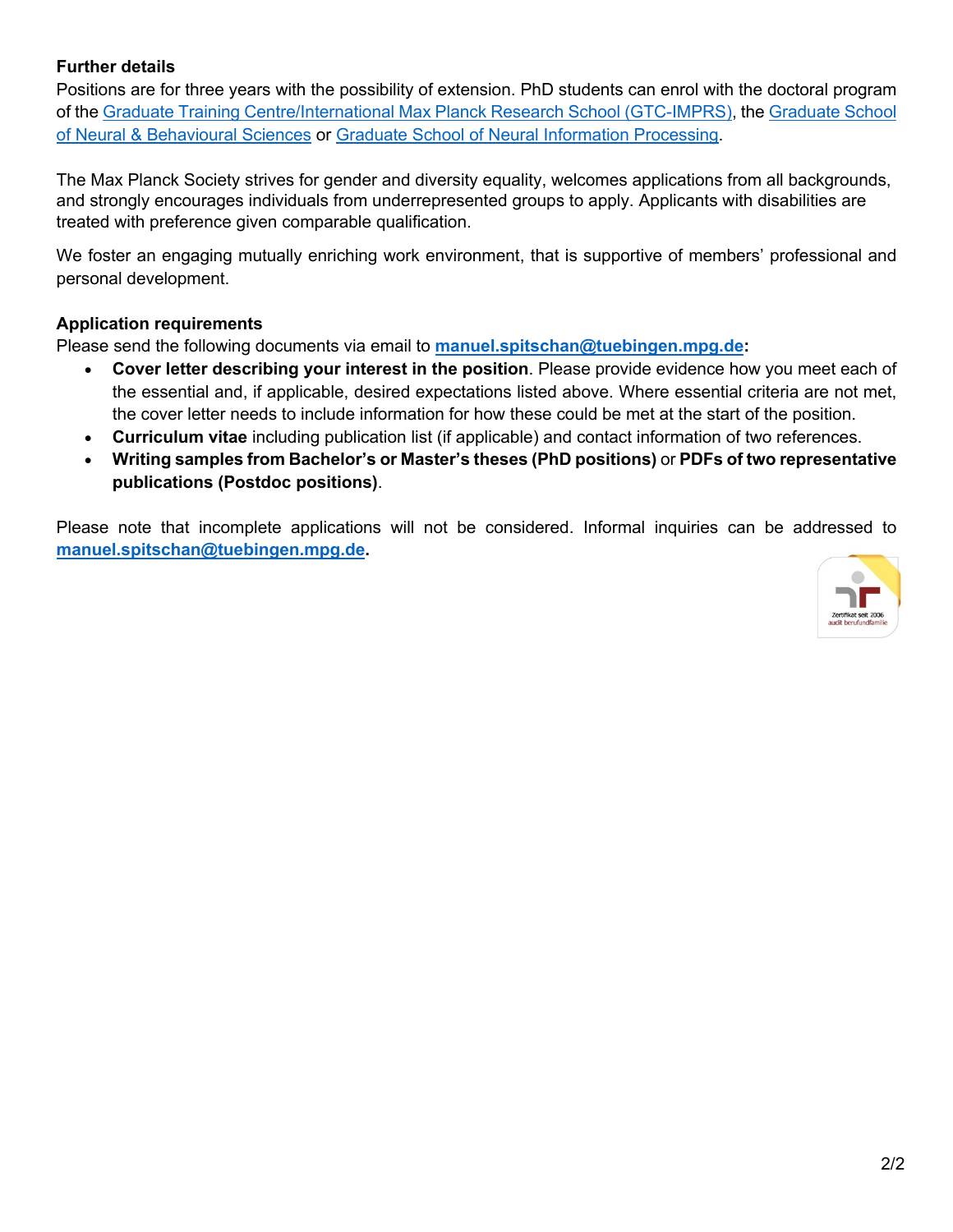### Further details

Positions are for three years with the possibility of extension. PhD students can enrol with the doctoral program of the [Graduate Training Centre/International Max Planck Research School (GTC-IMPRS)](), the [Graduate School of Neural & Behavioural Sciences]() or [Graduate School of Neural Information Processing]().

The Max Planck Society strives for gender and diversity equality, welcomes applications from all backgrounds, and strongly encourages individuals from underrepresented groups to apply. Applicants with disabilities are treated with preference given comparable qualification.

We foster an engaging mutually enriching work environment, that is supportive of members' professional and personal development.

### Application requirements

Please send the following documents via email to **manuel.spitschan@tuebingen.mpg.de:**

- **Cover letter describing your interest in the position**. Please provide evidence how you meet each of the essential and, if applicable, desired expectations listed above. Where essential criteria are not met, the cover letter needs to include information for how these could be met at the start of the position.
- **Curriculum vitae** including publication list (if applicable) and contact information of two references.
- **Writing samples from Bachelor's or Master's theses (PhD positions)** or **PDFs of two representative publications (Postdoc positions)**.

Please note that incomplete applications will not be considered. Informal inquiries can be addressed to **manuel.spitschan@tuebingen.mpg.de.**

Zertifikat seit 2006
audit berufundfamilie